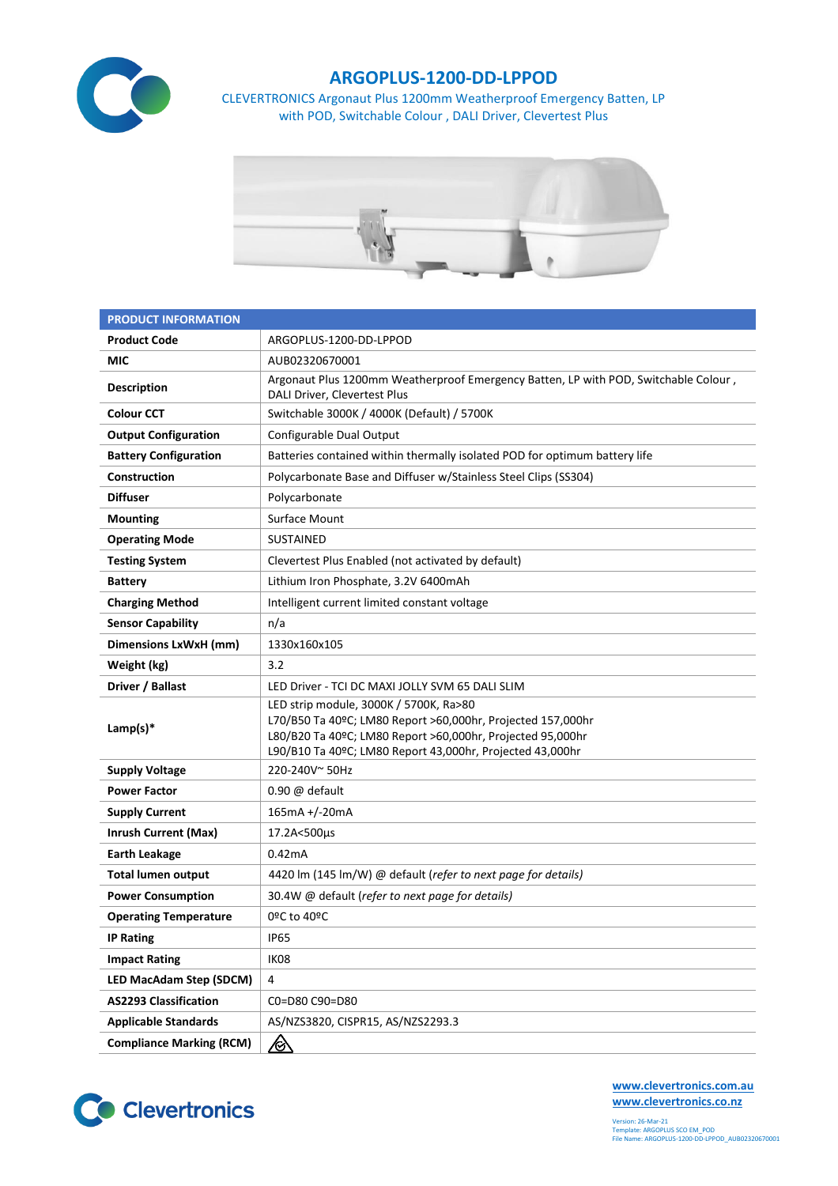# ARGOPLUS-1200-DD-LPPOD

CLEVERTRONICS Argonaut Plus 1200mm Weatherproof Emergency Batten, LP with POD, Switchable Colour , DALI Driver, Clevertest Plus

| PRODUCT INFORMATION | |
|---|---|
| **Product Code** | ARGOPLUS-1200-DD-LPPOD |
| **MIC** | AUB02320670001 |
| **Description** | Argonaut Plus 1200mm Weatherproof Emergency Batten, LP with POD, Switchable Colour , DALI Driver, Clevertest Plus |
| **Colour CCT** | Switchable 3000K / 4000K (Default) / 5700K |
| **Output Configuration** | Configurable Dual Output |
| **Battery Configuration** | Batteries contained within thermally isolated POD for optimum battery life |
| **Construction** | Polycarbonate Base and Diffuser w/Stainless Steel Clips (SS304) |
| **Diffuser** | Polycarbonate |
| **Mounting** | Surface Mount |
| **Operating Mode** | SUSTAINED |
| **Testing System** | Clevertest Plus Enabled (not activated by default) |
| **Battery** | Lithium Iron Phosphate, 3.2V 6400mAh |
| **Charging Method** | Intelligent current limited constant voltage |
| **Sensor Capability** | n/a |
| **Dimensions LxWxH (mm)** | 1330x160x105 |
| **Weight (kg)** | 3.2 |
| **Driver / Ballast** | LED Driver - TCI DC MAXI JOLLY SVM 65 DALI SLIM |
| **Lamp(s)*** | LED strip module, 3000K / 5700K, Ra>80<br>L70/B50 Ta 40ºC; LM80 Report >60,000hr, Projected 157,000hr<br>L80/B20 Ta 40ºC; LM80 Report >60,000hr, Projected 95,000hr<br>L90/B10 Ta 40ºC; LM80 Report 43,000hr, Projected 43,000hr |
| **Supply Voltage** | 220-240V~ 50Hz |
| **Power Factor** | 0.90 @ default |
| **Supply Current** | 165mA +/-20mA |
| **Inrush Current (Max)** | 17.2A<500µs |
| **Earth Leakage** | 0.42mA |
| **Total lumen output** | 4420 lm (145 lm/W) @ default (*refer to next page for details)* |
| **Power Consumption** | 30.4W @ default (*refer to next page for details)* |
| **Operating Temperature** | 0ºC to 40ºC |
| **IP Rating** | IP65 |
| **Impact Rating** | IK08 |
| **LED MacAdam Step (SDCM)** | 4 |
| **AS2293 Classification** | C0=D80 C90=D80 |
| **Applicable Standards** | AS/NZS3820, CISPR15, AS/NZS2293.3 |
| **Compliance Marking (RCM)** | |

www.clevertronics.com.au
www.clevertronics.co.nz

Version: 26-Mar-21
Template: ARGOPLUS SCO EM_POD
File Name: ARGOPLUS-1200-DD-LPPOD_AUB02320670001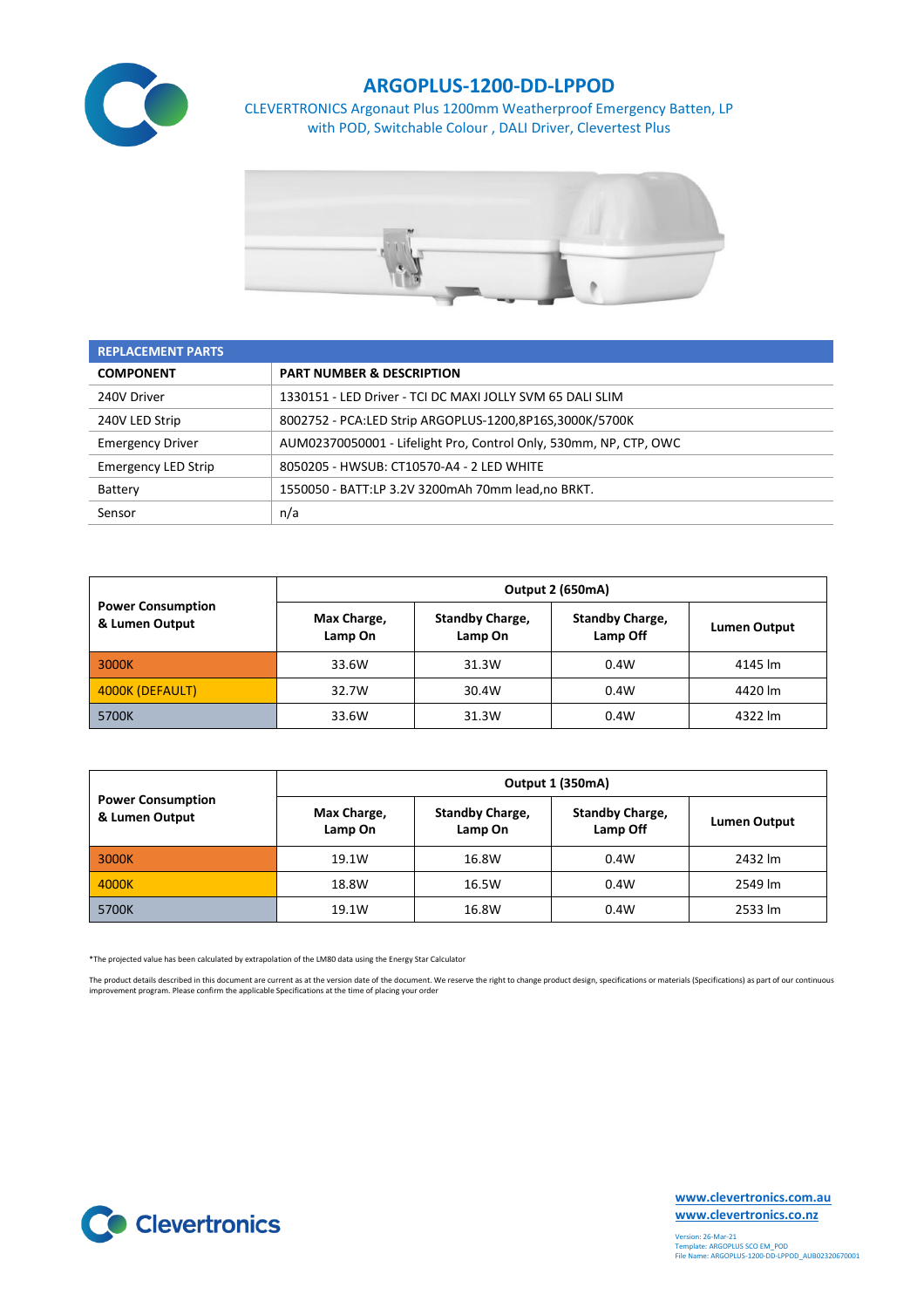# ARGOPLUS-1200-DD-LPPOD

CLEVERTRONICS Argonaut Plus 1200mm Weatherproof Emergency Batten, LP with POD, Switchable Colour , DALI Driver, Clevertest Plus

| REPLACEMENT PARTS | |
|---|---|
| **COMPONENT** | **PART NUMBER & DESCRIPTION** |
| 240V Driver | 1330151 - LED Driver - TCI DC MAXI JOLLY SVM 65 DALI SLIM |
| 240V LED Strip | 8002752 - PCA:LED Strip ARGOPLUS-1200,8P16S,3000K/5700K |
| Emergency Driver | AUM02370050001 - Lifelight Pro, Control Only, 530mm, NP, CTP, OWC |
| Emergency LED Strip | 8050205 - HWSUB: CT10570-A4 - 2 LED WHITE |
| Battery | 1550050 - BATT:LP 3.2V 3200mAh 70mm lead,no BRKT. |
| Sensor | n/a |

| Power Consumption & Lumen Output | Output 2 (650mA) | | | |
|---|---|---|---|---|
| | Max Charge, Lamp On | Standby Charge, Lamp On | Standby Charge, Lamp Off | Lumen Output |
| 3000K | 33.6W | 31.3W | 0.4W | 4145 lm |
| 4000K (DEFAULT) | 32.7W | 30.4W | 0.4W | 4420 lm |
| 5700K | 33.6W | 31.3W | 0.4W | 4322 lm |

| Power Consumption & Lumen Output | Output 1 (350mA) | | | |
|---|---|---|---|---|
| | Max Charge, Lamp On | Standby Charge, Lamp On | Standby Charge, Lamp Off | Lumen Output |
| 3000K | 19.1W | 16.8W | 0.4W | 2432 lm |
| 4000K | 18.8W | 16.5W | 0.4W | 2549 lm |
| 5700K | 19.1W | 16.8W | 0.4W | 2533 lm |

*The projected value has been calculated by extrapolation of the LM80 data using the Energy Star Calculator

The product details described in this document are current as at the version date of the document. We reserve the right to change product design, specifications or materials (Specifications) as part of our continuous improvement program. Please confirm the applicable Specifications at the time of placing your order

www.clevertronics.com.au
www.clevertronics.co.nz

Version: 26-Mar-21
Template: ARGOPLUS SCO EM_POD
File Name: ARGOPLUS-1200-DD-LPPOD_AUB02320670001